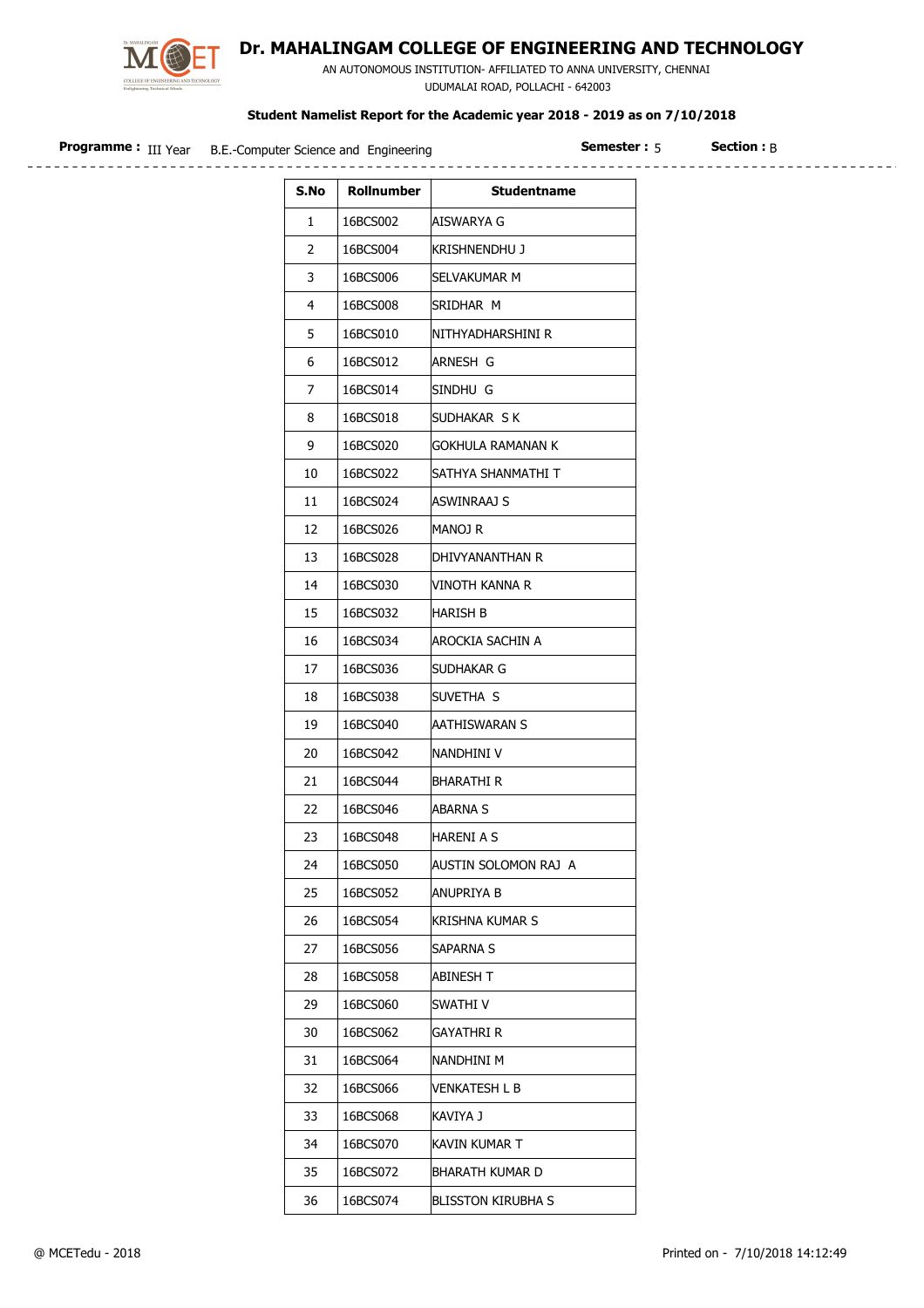# Dr. MAHALINGAM COLLEGE OF ENGINEERING AND TECHNOLOGY

AN AUTONOMOUS INSTITUTION- AFFILIATED TO ANNA UNIVERSITY, CHENNAI
UDUMALAI ROAD, POLLACHI - 642003

**Student Namelist Report for the Academic year 2018 - 2019 as on 7/10/2018**

**Programme :** III Year B.E.-Computer Science and Engineering **Semester :** 5 **Section :** B

| S.No | Rollnumber | Studentname |
|---|---|---|
| 1 | 16BCS002 | AISWARYA G |
| 2 | 16BCS004 | KRISHNENDHU J |
| 3 | 16BCS006 | SELVAKUMAR M |
| 4 | 16BCS008 | SRIDHAR M |
| 5 | 16BCS010 | NITHYADHARSHINI R |
| 6 | 16BCS012 | ARNESH G |
| 7 | 16BCS014 | SINDHU G |
| 8 | 16BCS018 | SUDHAKAR S K |
| 9 | 16BCS020 | GOKHULA RAMANAN K |
| 10 | 16BCS022 | SATHYA SHANMATHI T |
| 11 | 16BCS024 | ASWINRAAJ S |
| 12 | 16BCS026 | MANOJ R |
| 13 | 16BCS028 | DHIVYANANTHAN R |
| 14 | 16BCS030 | VINOTH KANNA R |
| 15 | 16BCS032 | HARISH B |
| 16 | 16BCS034 | AROCKIA SACHIN A |
| 17 | 16BCS036 | SUDHAKAR G |
| 18 | 16BCS038 | SUVETHA S |
| 19 | 16BCS040 | AATHISWARAN S |
| 20 | 16BCS042 | NANDHINI V |
| 21 | 16BCS044 | BHARATHI R |
| 22 | 16BCS046 | ABARNA S |
| 23 | 16BCS048 | HARENI A S |
| 24 | 16BCS050 | AUSTIN SOLOMON RAJ A |
| 25 | 16BCS052 | ANUPRIYA B |
| 26 | 16BCS054 | KRISHNA KUMAR S |
| 27 | 16BCS056 | SAPARNA S |
| 28 | 16BCS058 | ABINESH T |
| 29 | 16BCS060 | SWATHI V |
| 30 | 16BCS062 | GAYATHRI R |
| 31 | 16BCS064 | NANDHINI M |
| 32 | 16BCS066 | VENKATESH L B |
| 33 | 16BCS068 | KAVIYA J |
| 34 | 16BCS070 | KAVIN KUMAR T |
| 35 | 16BCS072 | BHARATH KUMAR D |
| 36 | 16BCS074 | BLISSTON KIRUBHA S |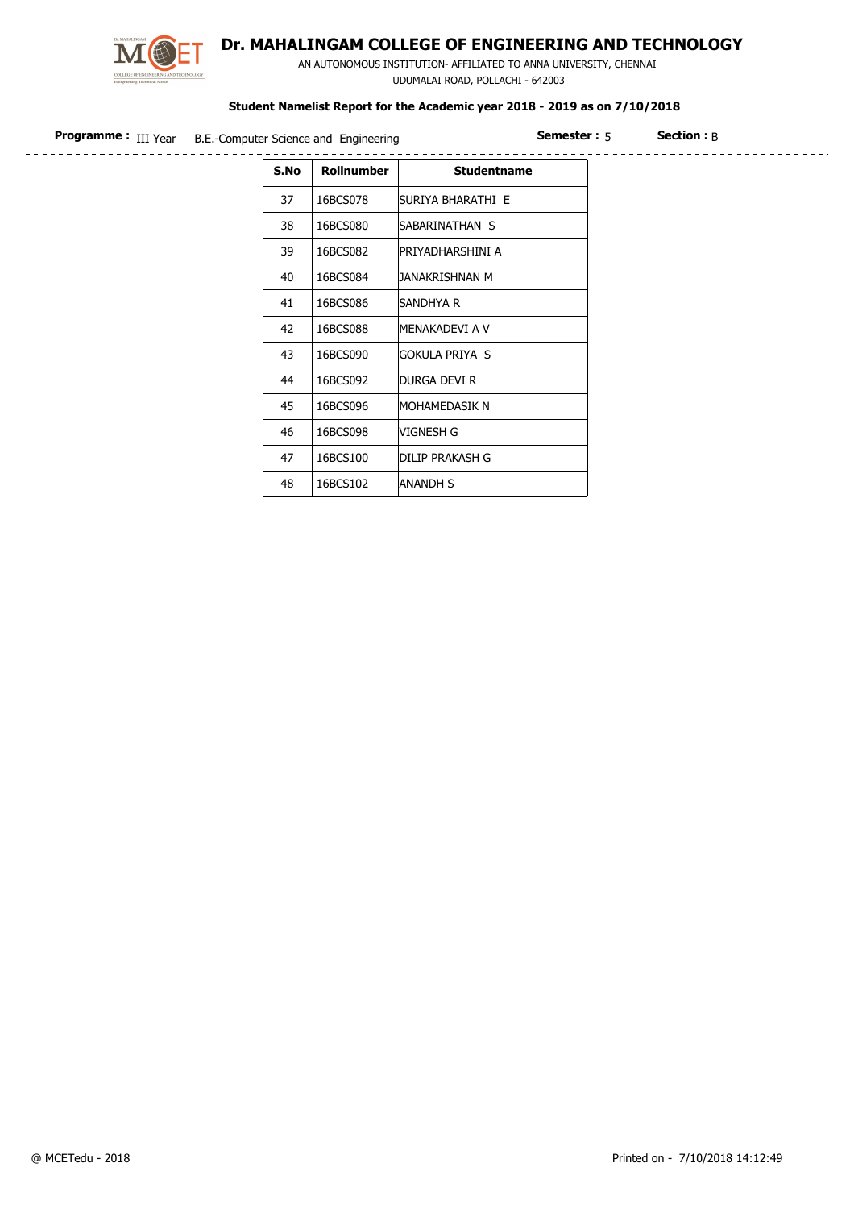# Dr. MAHALINGAM COLLEGE OF ENGINEERING AND TECHNOLOGY

AN AUTONOMOUS INSTITUTION- AFFILIATED TO ANNA UNIVERSITY, CHENNAI
UDUMALAI ROAD, POLLACHI - 642003

**Student Namelist Report for the Academic year 2018 - 2019 as on 7/10/2018**

**Programme :** III Year B.E.-Computer Science and Engineering **Semester :** 5 **Section :** B

| S.No | Rollnumber | Studentname |
|---|---|---|
| 37 | 16BCS078 | SURIYA BHARATHI E |
| 38 | 16BCS080 | SABARINATHAN S |
| 39 | 16BCS082 | PRIYADHARSHINI A |
| 40 | 16BCS084 | JANAKRISHNAN M |
| 41 | 16BCS086 | SANDHYA R |
| 42 | 16BCS088 | MENAKADEVI A V |
| 43 | 16BCS090 | GOKULA PRIYA S |
| 44 | 16BCS092 | DURGA DEVI R |
| 45 | 16BCS096 | MOHAMEDASIK N |
| 46 | 16BCS098 | VIGNESH G |
| 47 | 16BCS100 | DILIP PRAKASH G |
| 48 | 16BCS102 | ANANDH S |

@ MCETedu - 2018

Printed on - 7/10/2018 14:12:49